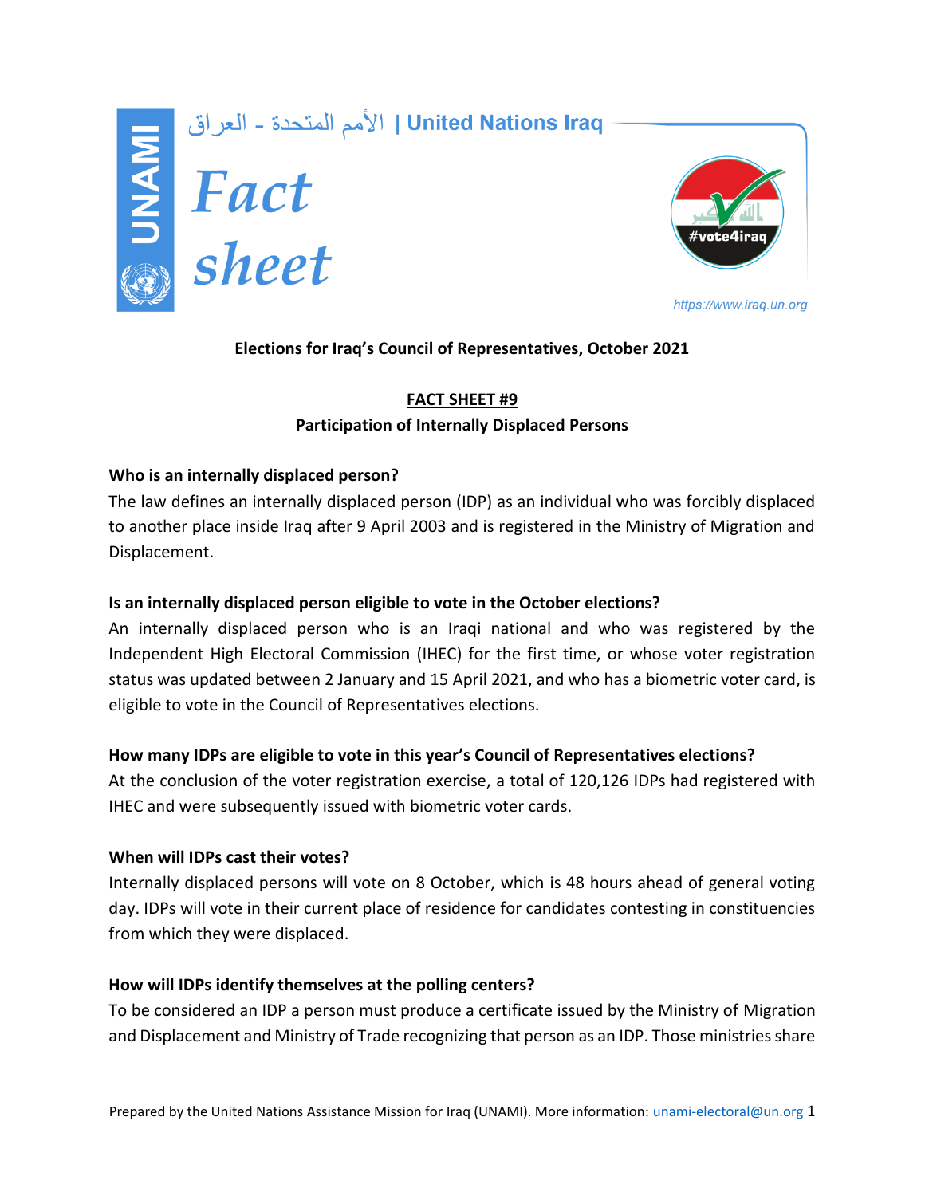الأمم المتحدة - العراق | United Nations Iraq

UNAMI

# Fact sheet

#vote4iraq

https://www.iraq.un.org

**Elections for Iraq's Council of Representatives, October 2021**

## FACT SHEET #9
## Participation of Internally Displaced Persons

### Who is an internally displaced person?

The law defines an internally displaced person (IDP) as an individual who was forcibly displaced to another place inside Iraq after 9 April 2003 and is registered in the Ministry of Migration and Displacement.

### Is an internally displaced person eligible to vote in the October elections?

An internally displaced person who is an Iraqi national and who was registered by the Independent High Electoral Commission (IHEC) for the first time, or whose voter registration status was updated between 2 January and 15 April 2021, and who has a biometric voter card, is eligible to vote in the Council of Representatives elections.

### How many IDPs are eligible to vote in this year's Council of Representatives elections?

At the conclusion of the voter registration exercise, a total of 120,126 IDPs had registered with IHEC and were subsequently issued with biometric voter cards.

### When will IDPs cast their votes?

Internally displaced persons will vote on 8 October, which is 48 hours ahead of general voting day. IDPs will vote in their current place of residence for candidates contesting in constituencies from which they were displaced.

### How will IDPs identify themselves at the polling centers?

To be considered an IDP a person must produce a certificate issued by the Ministry of Migration and Displacement and Ministry of Trade recognizing that person as an IDP. Those ministries share

Prepared by the United Nations Assistance Mission for Iraq (UNAMI). More information: unami-electoral@un.org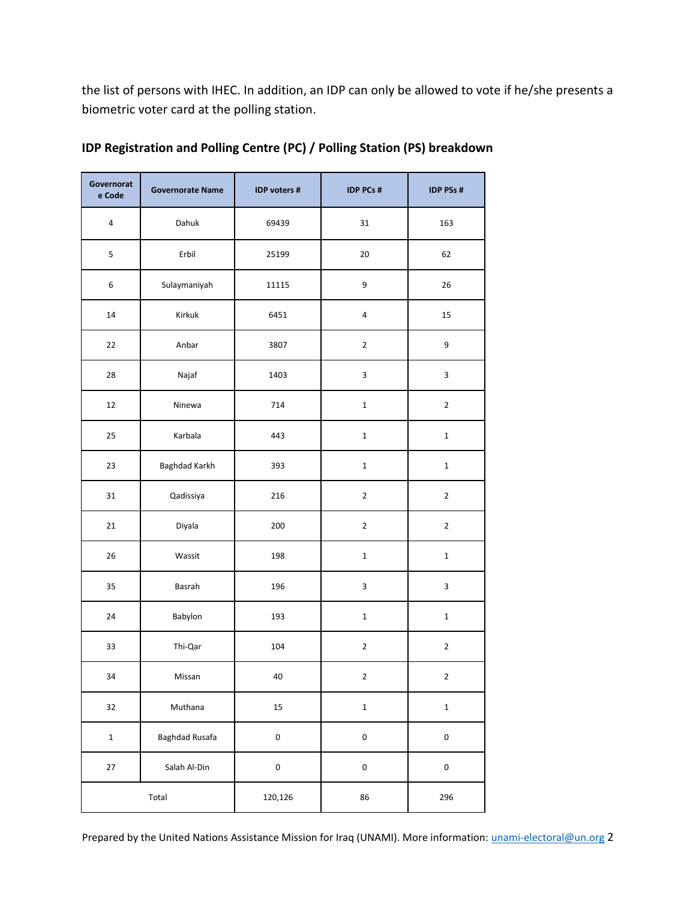the list of persons with IHEC. In addition, an IDP can only be allowed to vote if he/she presents a biometric voter card at the polling station.

### IDP Registration and Polling Centre (PC) / Polling Station (PS) breakdown

| Governorate Code | Governorate Name | IDP voters # | IDP PCs # | IDP PSs # |
|---|---|---|---|---|
| 4 | Dahuk | 69439 | 31 | 163 |
| 5 | Erbil | 25199 | 20 | 62 |
| 6 | Sulaymaniyah | 11115 | 9 | 26 |
| 14 | Kirkuk | 6451 | 4 | 15 |
| 22 | Anbar | 3807 | 2 | 9 |
| 28 | Najaf | 1403 | 3 | 3 |
| 12 | Ninewa | 714 | 1 | 2 |
| 25 | Karbala | 443 | 1 | 1 |
| 23 | Baghdad Karkh | 393 | 1 | 1 |
| 31 | Qadissiya | 216 | 2 | 2 |
| 21 | Diyala | 200 | 2 | 2 |
| 26 | Wassit | 198 | 1 | 1 |
| 35 | Basrah | 196 | 3 | 3 |
| 24 | Babylon | 193 | 1 | 1 |
| 33 | Thi-Qar | 104 | 2 | 2 |
| 34 | Missan | 40 | 2 | 2 |
| 32 | Muthana | 15 | 1 | 1 |
| 1 | Baghdad Rusafa | 0 | 0 | 0 |
| 27 | Salah Al-Din | 0 | 0 | 0 |
| Total | | 120,126 | 86 | 296 |

Prepared by the United Nations Assistance Mission for Iraq (UNAMI). More information: unami-electoral@un.org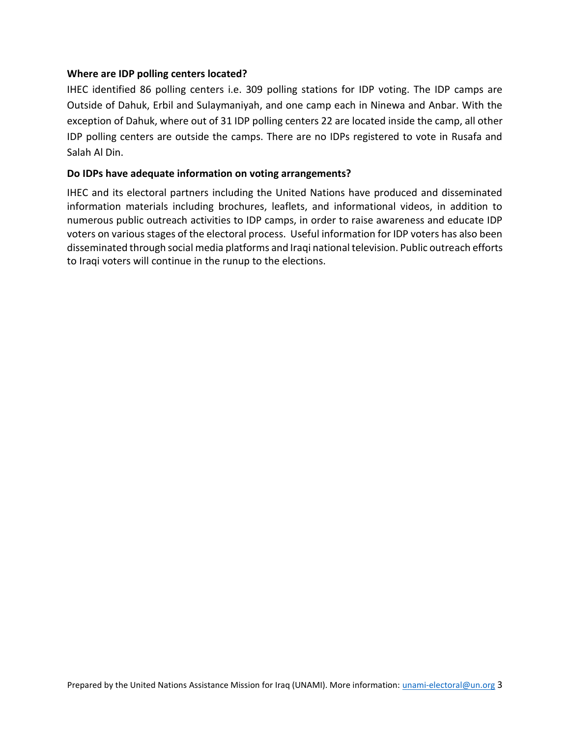**Where are IDP polling centers located?**

IHEC identified 86 polling centers i.e. 309 polling stations for IDP voting. The IDP camps are Outside of Dahuk, Erbil and Sulaymaniyah, and one camp each in Ninewa and Anbar. With the exception of Dahuk, where out of 31 IDP polling centers 22 are located inside the camp, all other IDP polling centers are outside the camps. There are no IDPs registered to vote in Rusafa and Salah Al Din.

**Do IDPs have adequate information on voting arrangements?**

IHEC and its electoral partners including the United Nations have produced and disseminated information materials including brochures, leaflets, and informational videos, in addition to numerous public outreach activities to IDP camps, in order to raise awareness and educate IDP voters on various stages of the electoral process. Useful information for IDP voters has also been disseminated through social media platforms and Iraqi national television. Public outreach efforts to Iraqi voters will continue in the runup to the elections.

Prepared by the United Nations Assistance Mission for Iraq (UNAMI). More information: unami-electoral@un.org